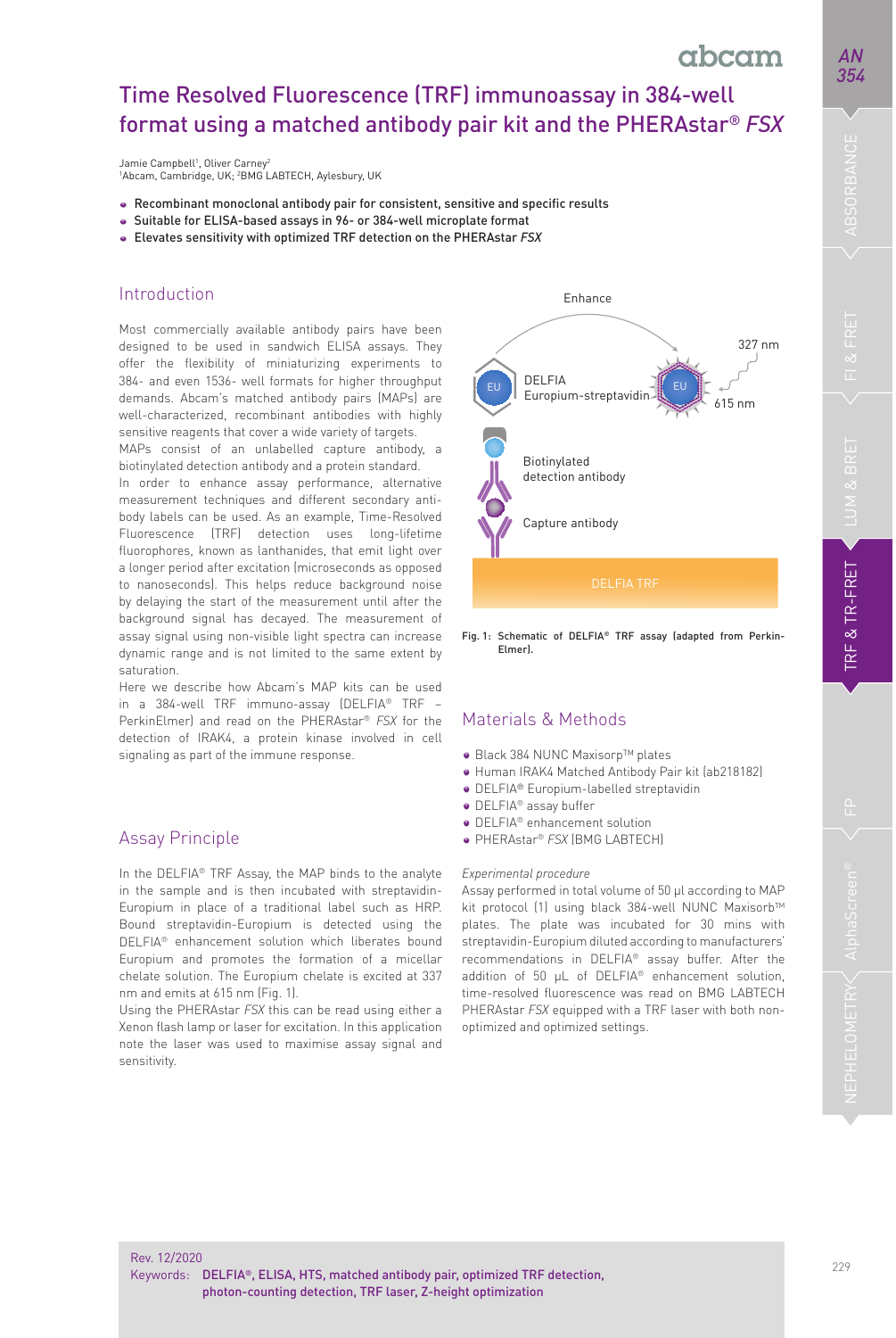# Time Resolved Fluorescence (TRF) immunoassay in 384-well format using a matched antibody pair kit and the PHERAstar® *FSX*

Jamie Campbell[1], Oliver Carney[2]
[1]Abcam, Cambridge, UK; [2]BMG LABTECH, Aylesbury, UK

- Recombinant monoclonal antibody pair for consistent, sensitive and specific results
- Suitable for ELISA-based assays in 96- or 384-well microplate format
- Elevates sensitivity with optimized TRF detection on the PHERAstar *FSX*

## Introduction

Most commercially available antibody pairs have been designed to be used in sandwich ELISA assays. They offer the flexibility of miniaturizing experiments to 384- and even 1536- well formats for higher throughput demands. Abcam's matched antibody pairs (MAPs) are well-characterized, recombinant antibodies with highly sensitive reagents that cover a wide variety of targets.

MAPs consist of an unlabelled capture antibody, a biotinylated detection antibody and a protein standard.

In order to enhance assay performance, alternative measurement techniques and different secondary anti-body labels can be used. As an example, Time-Resolved Fluorescence (TRF) detection uses long-lifetime fluorophores, known as lanthanides, that emit light over a longer period after excitation (microseconds as opposed to nanoseconds). This helps reduce background noise by delaying the start of the measurement until after the background signal has decayed. The measurement of assay signal using non-visible light spectra can increase dynamic range and is not limited to the same extent by saturation.

Here we describe how Abcam's MAP kits can be used in a 384-well TRF immuno-assay (DELFIA® TRF – PerkinElmer) and read on the PHERAstar® *FSX* for the detection of IRAK4, a protein kinase involved in cell signaling as part of the immune response.

## Assay Principle

In the DELFIA® TRF Assay, the MAP binds to the analyte in the sample and is then incubated with streptavidin-Europium in place of a traditional label such as HRP. Bound streptavidin-Europium is detected using the DELFIA® enhancement solution which liberates bound Europium and promotes the formation of a micellar chelate solution. The Europium chelate is excited at 337 nm and emits at 615 nm (Fig. 1).

Using the PHERAstar *FSX* this can be read using either a Xenon flash lamp or laser for excitation. In this application note the laser was used to maximise assay signal and sensitivity.

Fig. 1: Schematic of DELFIA® TRF assay (adapted from Perkin-Elmer).

## Materials & Methods

- Black 384 NUNC Maxisorp™ plates
- Human IRAK4 Matched Antibody Pair kit (ab218182)
- DELFIA® Europium-labelled streptavidin
- DELFIA® assay buffer
- DELFIA® enhancement solution
- PHERAstar® *FSX* (BMG LABTECH)

*Experimental procedure*

Assay performed in total volume of 50 µl according to MAP kit protocol (1) using black 384-well NUNC Maxisorb™ plates. The plate was incubated for 30 mins with streptavidin-Europium diluted according to manufacturers' recommendations in DELFIA® assay buffer. After the addition of 50 µL of DELFIA® enhancement solution, time-resolved fluorescence was read on BMG LABTECH PHERAstar *FSX* equipped with a TRF laser with both non-optimized and optimized settings.

Rev. 12/2020
Keywords: DELFIA®, ELISA, HTS, matched antibody pair, optimized TRF detection, photon-counting detection, TRF laser, Z-height optimization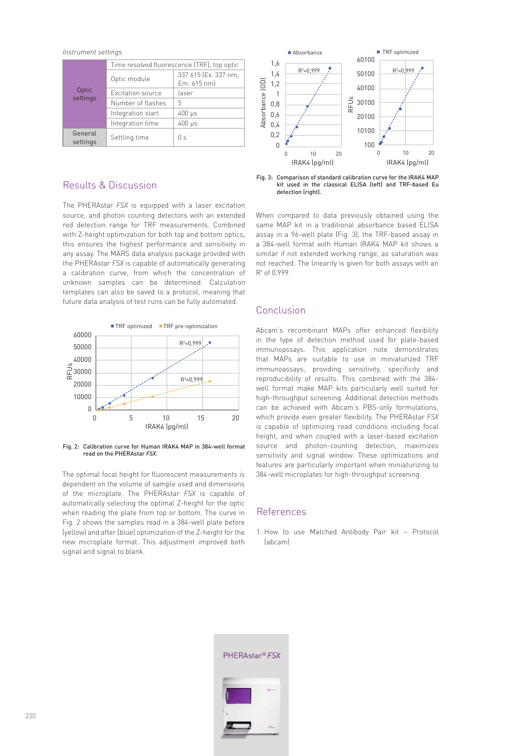*Instrument settings*

| | | |
|---|---|---|
| Optic settings | Time resolved fluorescence (TRF), top optic | |
| | Optic module | 337 615 (Ex: 337 nm; Em: 615 nm) |
| | Excitation source | laser |
| | Number of flashes | 5 |
| | Integration start | 400 µs |
| | Integration time | 400 µs |
| General settings | Settling time | 0 s |

● Absorbance

Absorbance (OD)

1,6
1,4
1,2
1
0,8
0,6
0,4
0,2
0

$R^2$=0,999

0 10 20

IRAK4 (pg/ml)

● TRF optimized

RFUs

60100
50100
40100
30100
20100
10100
100

$R^2$=0,999

0 10 20

IRAK4 (pg/ml)

**Fig. 3: Comparison of standard calibration curve for the IRAK4 MAP kit used in the classical ELISA (left) and TRF-based Eu detection (right).**

## Results & Discussion

The PHERAstar *FSX* is equipped with a laser excitation source, and photon counting detectors with an extended red detection range for TRF measurements. Combined with Z-height optimization for both top and bottom optics, this ensures the highest performance and sensitivity in any assay. The MARS data analysis package provided with the PHERAstar *FSX* is capable of automatically generating a calibration curve, from which the concentration of unknown samples can be determined. Calculation templates can also be saved to a protocol, meaning that future data analysis of test runs can be fully automated.

● TRF optimized ● TRF pre-optimization

RFUs

60000
50000
40000
30000
20000
10000
0

$R^2$=0,999

$R^2$=0,999

0 5 10 15 20

IRAK4 (pg/ml)

**Fig. 2: Calibration curve for Human IRAK4 MAP in 384-well format read on the PHERAstar *FSX*.**

The optimal focal height for fluorescent measurements is dependent on the volume of sample used and dimensions of the microplate. The PHERAstar *FSX* is capable of automatically selecting the optimal Z-height for the optic when reading the plate from top or bottom. The curve in Fig. 2 shows the samples read in a 384-well plate before (yellow) and after (blue) optimization of the Z-height for the new microplate format. This adjustment improved both signal and signal to blank.

When compared to data previously obtained using the same MAP kit in a traditional absorbance based ELISA assay in a 96-well plate (Fig. 3), the TRF-based assay in a 384-well format with Human IRAK4 MAP kit shows a similar if not extended working range, as saturation was not reached. The linearity is given for both assays with an $R^2$ of 0.999.

## Conclusion

Abcam's recombinant MAPs offer enhanced flexibility in the type of detection method used for plate-based immunoassays. This application note demonstrates that MAPs are suitable to use in miniaturized TRF immunoassays, providing sensitivity, specificity and reproducibility of results. This combined with the 384-well format make MAP kits particularly well suited for high-throughput screening. Additional detection methods can be achieved with Abcam's PBS-only formulations, which provide even greater flexibility. The PHERAstar *FSX* is capable of optimizing read conditions including focal height, and when coupled with a laser-based excitation source and photon-counting detection, maximizes sensitivity and signal window. These optimizations and features are particularly important when miniaturizing to 384-well microplates for high-throughput screening.

## References

1. How to use Matched Antibody Pair kit – Protocol (abcam)

PHERAstar® *FSX*